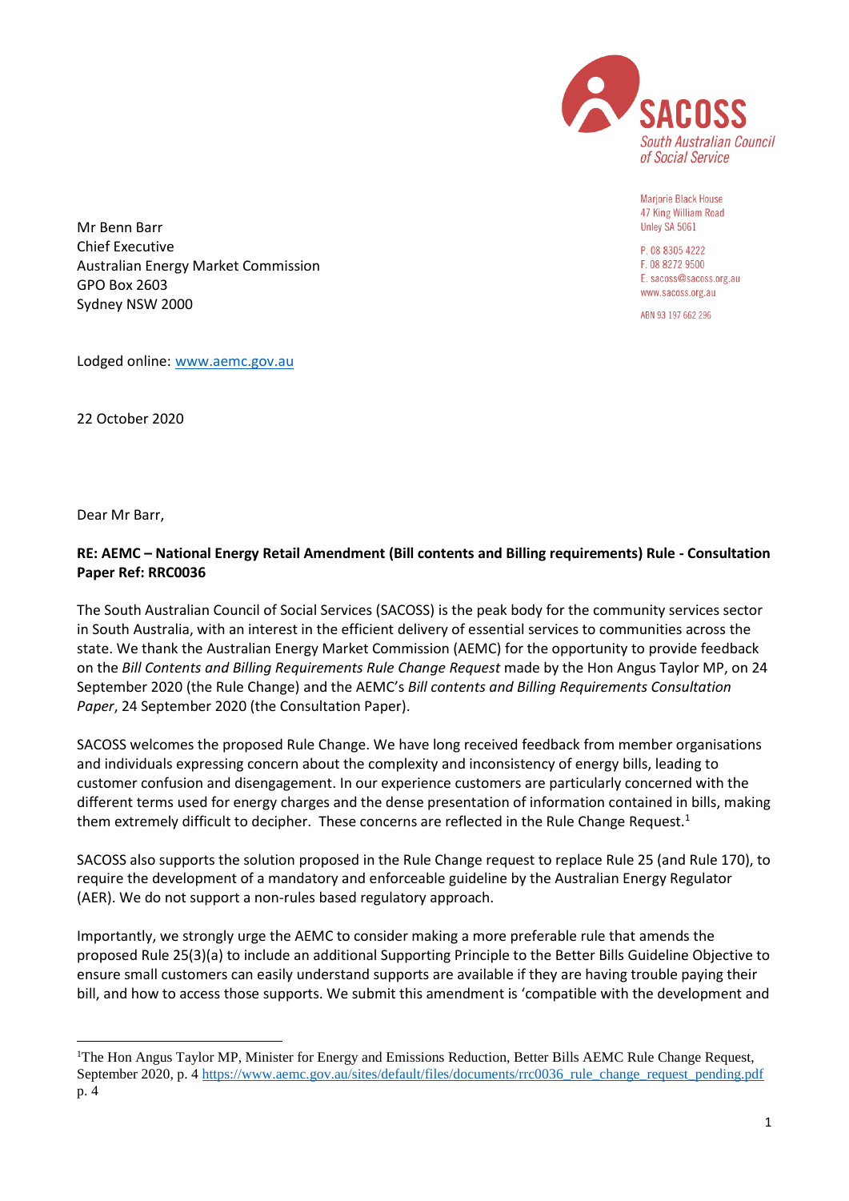SACOSS
South Australian Council of Social Service

Marjorie Black House
47 King William Road
Unley SA 5061

P. 08 8305 4222
F. 08 8272 9500
E. sacoss@sacoss.org.au
www.sacoss.org.au

ABN 93 197 662 296

Mr Benn Barr
Chief Executive
Australian Energy Market Commission
GPO Box 2603
Sydney NSW 2000

Lodged online: www.aemc.gov.au

22 October 2020

Dear Mr Barr,

**RE: AEMC – National Energy Retail Amendment (Bill contents and Billing requirements) Rule - Consultation Paper Ref: RRC0036**

The South Australian Council of Social Services (SACOSS) is the peak body for the community services sector in South Australia, with an interest in the efficient delivery of essential services to communities across the state. We thank the Australian Energy Market Commission (AEMC) for the opportunity to provide feedback on the *Bill Contents and Billing Requirements Rule Change Request* made by the Hon Angus Taylor MP, on 24 September 2020 (the Rule Change) and the AEMC's *Bill contents and Billing Requirements Consultation Paper*, 24 September 2020 (the Consultation Paper).

SACOSS welcomes the proposed Rule Change. We have long received feedback from member organisations and individuals expressing concern about the complexity and inconsistency of energy bills, leading to customer confusion and disengagement. In our experience customers are particularly concerned with the different terms used for energy charges and the dense presentation of information contained in bills, making them extremely difficult to decipher. These concerns are reflected in the Rule Change Request.[1]

SACOSS also supports the solution proposed in the Rule Change request to replace Rule 25 (and Rule 170), to require the development of a mandatory and enforceable guideline by the Australian Energy Regulator (AER). We do not support a non-rules based regulatory approach.

Importantly, we strongly urge the AEMC to consider making a more preferable rule that amends the proposed Rule 25(3)(a) to include an additional Supporting Principle to the Better Bills Guideline Objective to ensure small customers can easily understand supports are available if they are having trouble paying their bill, and how to access those supports. We submit this amendment is 'compatible with the development and

---

[1] The Hon Angus Taylor MP, Minister for Energy and Emissions Reduction, Better Bills AEMC Rule Change Request, September 2020, p. 4 https://www.aemc.gov.au/sites/default/files/documents/rrc0036_rule_change_request_pending.pdf p. 4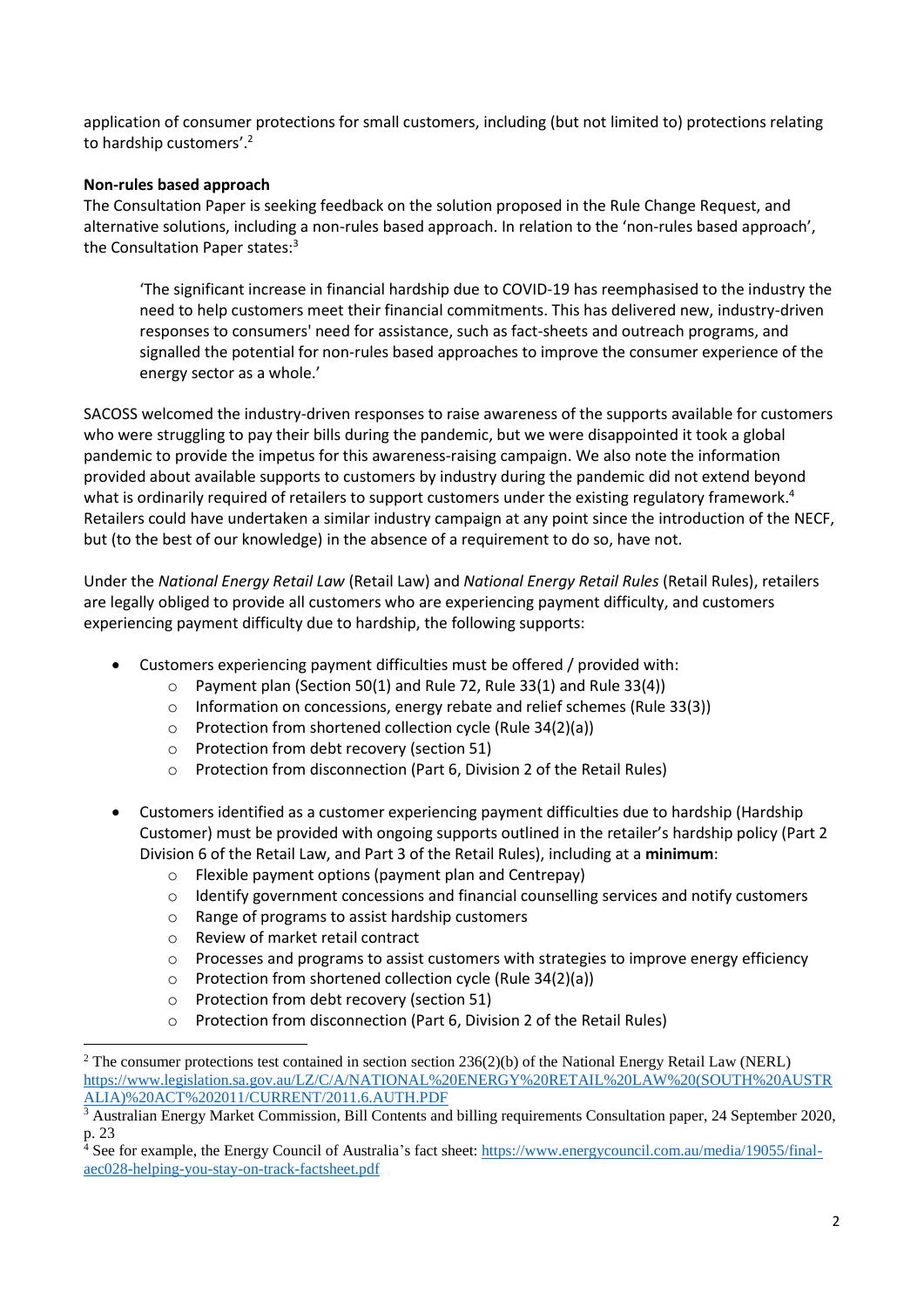application of consumer protections for small customers, including (but not limited to) protections relating to hardship customers'.[2]

**Non-rules based approach**

The Consultation Paper is seeking feedback on the solution proposed in the Rule Change Request, and alternative solutions, including a non-rules based approach. In relation to the 'non-rules based approach', the Consultation Paper states:[3]

> 'The significant increase in financial hardship due to COVID-19 has reemphasised to the industry the need to help customers meet their financial commitments. This has delivered new, industry-driven responses to consumers' need for assistance, such as fact-sheets and outreach programs, and signalled the potential for non-rules based approaches to improve the consumer experience of the energy sector as a whole.'

SACOSS welcomed the industry-driven responses to raise awareness of the supports available for customers who were struggling to pay their bills during the pandemic, but we were disappointed it took a global pandemic to provide the impetus for this awareness-raising campaign. We also note the information provided about available supports to customers by industry during the pandemic did not extend beyond what is ordinarily required of retailers to support customers under the existing regulatory framework.[4] Retailers could have undertaken a similar industry campaign at any point since the introduction of the NECF, but (to the best of our knowledge) in the absence of a requirement to do so, have not.

Under the *National Energy Retail Law* (Retail Law) and *National Energy Retail Rules* (Retail Rules), retailers are legally obliged to provide all customers who are experiencing payment difficulty, and customers experiencing payment difficulty due to hardship, the following supports:

- Customers experiencing payment difficulties must be offered / provided with:
  - Payment plan (Section 50(1) and Rule 72, Rule 33(1) and Rule 33(4))
  - Information on concessions, energy rebate and relief schemes (Rule 33(3))
  - Protection from shortened collection cycle (Rule 34(2)(a))
  - Protection from debt recovery (section 51)
  - Protection from disconnection (Part 6, Division 2 of the Retail Rules)

- Customers identified as a customer experiencing payment difficulties due to hardship (Hardship Customer) must be provided with ongoing supports outlined in the retailer's hardship policy (Part 2 Division 6 of the Retail Law, and Part 3 of the Retail Rules), including at a **minimum**:
  - Flexible payment options (payment plan and Centrepay)
  - Identify government concessions and financial counselling services and notify customers
  - Range of programs to assist hardship customers
  - Review of market retail contract
  - Processes and programs to assist customers with strategies to improve energy efficiency
  - Protection from shortened collection cycle (Rule 34(2)(a))
  - Protection from debt recovery (section 51)
  - Protection from disconnection (Part 6, Division 2 of the Retail Rules)

---

[2] The consumer protections test contained in section section 236(2)(b) of the National Energy Retail Law (NERL) https://www.legislation.sa.gov.au/LZ/C/A/NATIONAL%20ENERGY%20RETAIL%20LAW%20(SOUTH%20AUSTRALIA)%20ACT%202011/CURRENT/2011.6.AUTH.PDF

[3] Australian Energy Market Commission, Bill Contents and billing requirements Consultation paper, 24 September 2020, p. 23

[4] See for example, the Energy Council of Australia's fact sheet: https://www.energycouncil.com.au/media/19055/final-aec028-helping-you-stay-on-track-factsheet.pdf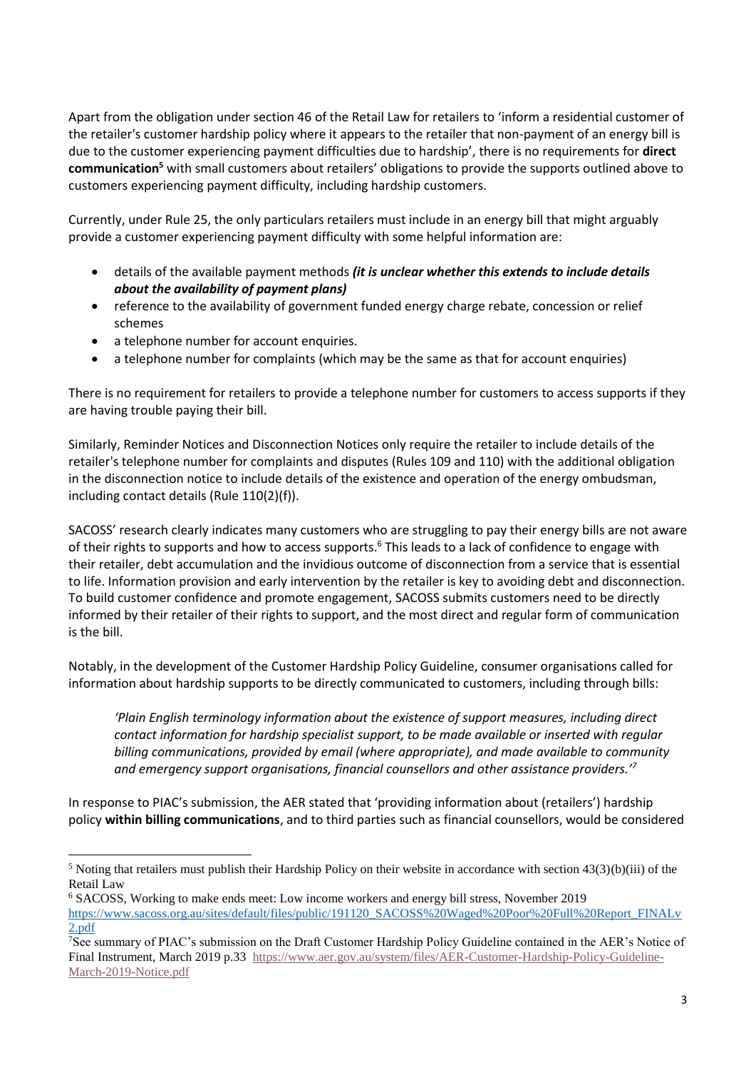Apart from the obligation under section 46 of the Retail Law for retailers to 'inform a residential customer of the retailer's customer hardship policy where it appears to the retailer that non-payment of an energy bill is due to the customer experiencing payment difficulties due to hardship', there is no requirements for **direct communication**[5] with small customers about retailers' obligations to provide the supports outlined above to customers experiencing payment difficulty, including hardship customers.

Currently, under Rule 25, the only particulars retailers must include in an energy bill that might arguably provide a customer experiencing payment difficulty with some helpful information are:

- details of the available payment methods ***(it is unclear whether this extends to include details about the availability of payment plans)***
- reference to the availability of government funded energy charge rebate, concession or relief schemes
- a telephone number for account enquiries.
- a telephone number for complaints (which may be the same as that for account enquiries)

There is no requirement for retailers to provide a telephone number for customers to access supports if they are having trouble paying their bill.

Similarly, Reminder Notices and Disconnection Notices only require the retailer to include details of the retailer's telephone number for complaints and disputes (Rules 109 and 110) with the additional obligation in the disconnection notice to include details of the existence and operation of the energy ombudsman, including contact details (Rule 110(2)(f)).

SACOSS' research clearly indicates many customers who are struggling to pay their energy bills are not aware of their rights to supports and how to access supports.[6] This leads to a lack of confidence to engage with their retailer, debt accumulation and the invidious outcome of disconnection from a service that is essential to life. Information provision and early intervention by the retailer is key to avoiding debt and disconnection. To build customer confidence and promote engagement, SACOSS submits customers need to be directly informed by their retailer of their rights to support, and the most direct and regular form of communication is the bill.

Notably, in the development of the Customer Hardship Policy Guideline, consumer organisations called for information about hardship supports to be directly communicated to customers, including through bills:

> *'Plain English terminology information about the existence of support measures, including direct contact information for hardship specialist support, to be made available or inserted with regular billing communications, provided by email (where appropriate), and made available to community and emergency support organisations, financial counsellors and other assistance providers.'*[7]

In response to PIAC's submission, the AER stated that 'providing information about (retailers') hardship policy **within billing communications**, and to third parties such as financial counsellors, would be considered

---

[5] Noting that retailers must publish their Hardship Policy on their website in accordance with section 43(3)(b)(iii) of the Retail Law

[6] SACOSS, Working to make ends meet: Low income workers and energy bill stress, November 2019 https://www.sacoss.org.au/sites/default/files/public/191120_SACOSS%20Waged%20Poor%20Full%20Report_FINALv2.pdf

[7] See summary of PIAC's submission on the Draft Customer Hardship Policy Guideline contained in the AER's Notice of Final Instrument, March 2019 p.33 https://www.aer.gov.au/system/files/AER-Customer-Hardship-Policy-Guideline-March-2019-Notice.pdf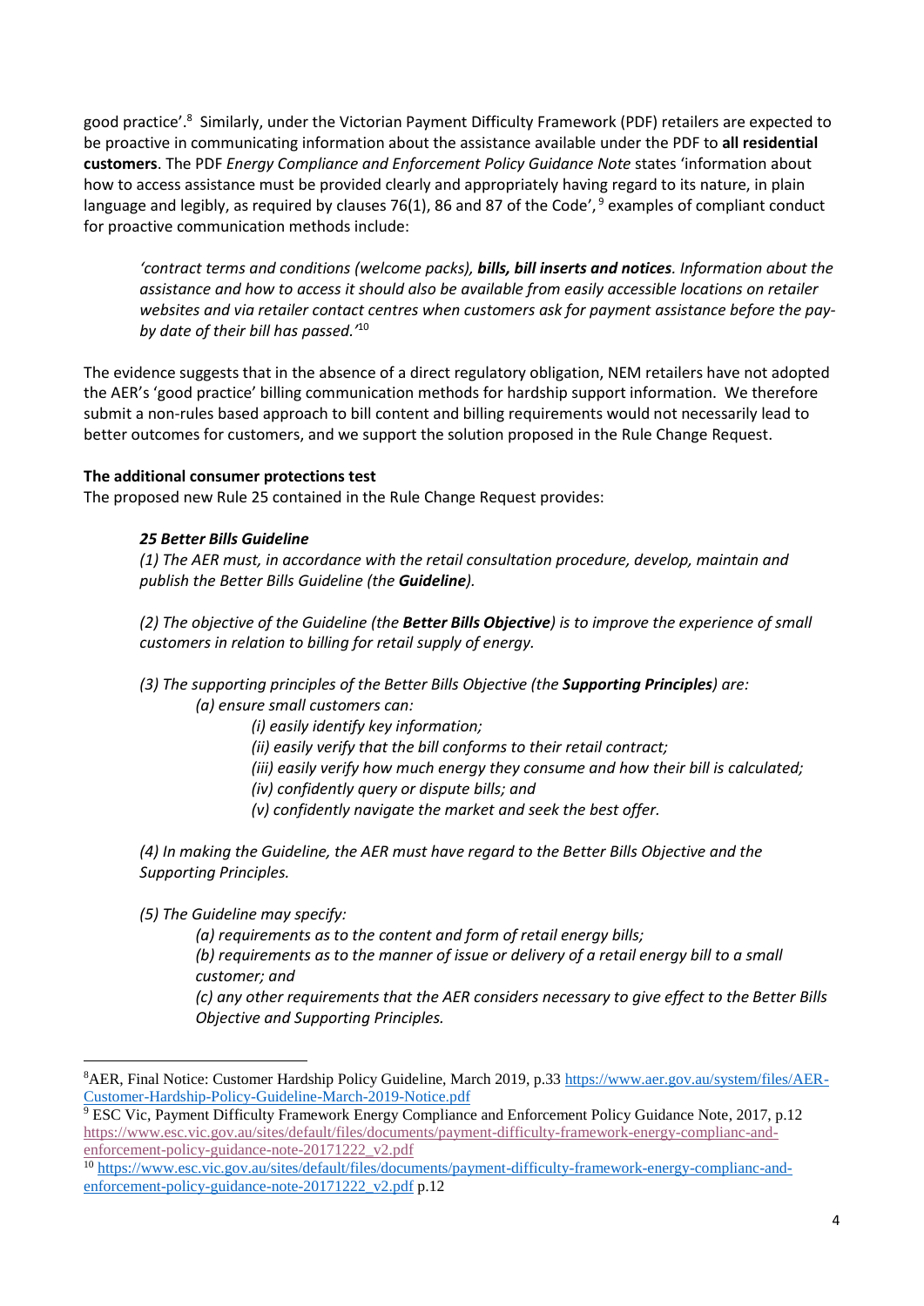good practice'.[8] Similarly, under the Victorian Payment Difficulty Framework (PDF) retailers are expected to be proactive in communicating information about the assistance available under the PDF to **all residential customers**. The PDF *Energy Compliance and Enforcement Policy Guidance Note* states 'information about how to access assistance must be provided clearly and appropriately having regard to its nature, in plain language and legibly, as required by clauses 76(1), 86 and 87 of the Code',[9] examples of compliant conduct for proactive communication methods include:

> *'contract terms and conditions (welcome packs), **bills, bill inserts and notices**. Information about the assistance and how to access it should also be available from easily accessible locations on retailer websites and via retailer contact centres when customers ask for payment assistance before the pay-by date of their bill has passed.'*[10]

The evidence suggests that in the absence of a direct regulatory obligation, NEM retailers have not adopted the AER's 'good practice' billing communication methods for hardship support information. We therefore submit a non-rules based approach to bill content and billing requirements would not necessarily lead to better outcomes for customers, and we support the solution proposed in the Rule Change Request.

**The additional consumer protections test**

The proposed new Rule 25 contained in the Rule Change Request provides:

> ***25 Better Bills Guideline***
>
> *(1) The AER must, in accordance with the retail consultation procedure, develop, maintain and publish the Better Bills Guideline (the **Guideline**).*
>
> *(2) The objective of the Guideline (the **Better Bills Objective**) is to improve the experience of small customers in relation to billing for retail supply of energy.*
>
> *(3) The supporting principles of the Better Bills Objective (the **Supporting Principles**) are:*
>
> *(a) ensure small customers can:*
>
> *(i) easily identify key information;*
>
> *(ii) easily verify that the bill conforms to their retail contract;*
>
> *(iii) easily verify how much energy they consume and how their bill is calculated;*
>
> *(iv) confidently query or dispute bills; and*
>
> *(v) confidently navigate the market and seek the best offer.*
>
> *(4) In making the Guideline, the AER must have regard to the Better Bills Objective and the Supporting Principles.*
>
> *(5) The Guideline may specify:*
>
> *(a) requirements as to the content and form of retail energy bills;*
>
> *(b) requirements as to the manner of issue or delivery of a retail energy bill to a small customer; and*
>
> *(c) any other requirements that the AER considers necessary to give effect to the Better Bills Objective and Supporting Principles.*

---

[8] AER, Final Notice: Customer Hardship Policy Guideline, March 2019, p.33 https://www.aer.gov.au/system/files/AER-Customer-Hardship-Policy-Guideline-March-2019-Notice.pdf

[9] ESC Vic, Payment Difficulty Framework Energy Compliance and Enforcement Policy Guidance Note, 2017, p.12 https://www.esc.vic.gov.au/sites/default/files/documents/payment-difficulty-framework-energy-complianc-and-enforcement-policy-guidance-note-20171222_v2.pdf

[10] https://www.esc.vic.gov.au/sites/default/files/documents/payment-difficulty-framework-energy-complianc-and-enforcement-policy-guidance-note-20171222_v2.pdf p.12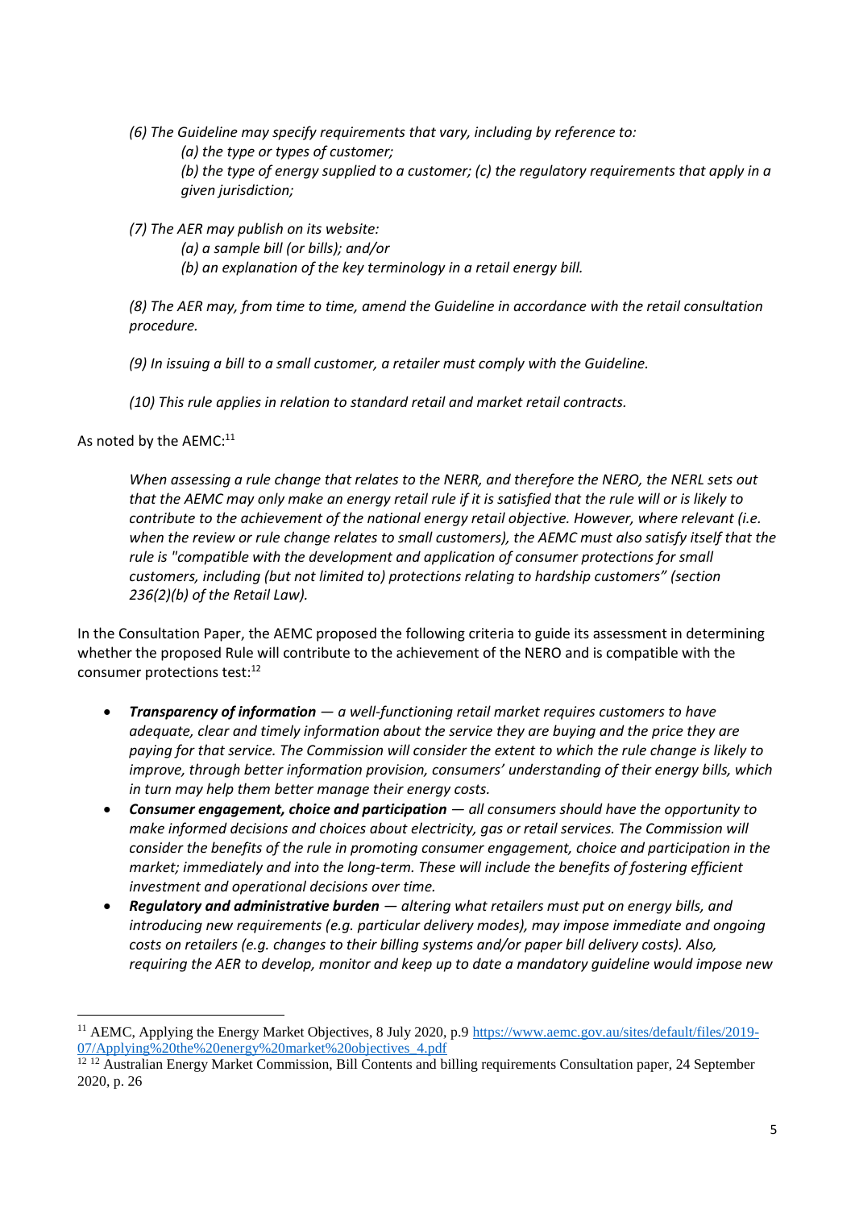*(6) The Guideline may specify requirements that vary, including by reference to:*

> *(a) the type or types of customer;*
>
> *(b) the type of energy supplied to a customer; (c) the regulatory requirements that apply in a given jurisdiction;*

*(7) The AER may publish on its website:*

> *(a) a sample bill (or bills); and/or*
>
> *(b) an explanation of the key terminology in a retail energy bill.*

*(8) The AER may, from time to time, amend the Guideline in accordance with the retail consultation procedure.*

*(9) In issuing a bill to a small customer, a retailer must comply with the Guideline.*

*(10) This rule applies in relation to standard retail and market retail contracts.*

As noted by the AEMC:[11]

> *When assessing a rule change that relates to the NERR, and therefore the NERO, the NERL sets out that the AEMC may only make an energy retail rule if it is satisfied that the rule will or is likely to contribute to the achievement of the national energy retail objective. However, where relevant (i.e. when the review or rule change relates to small customers), the AEMC must also satisfy itself that the rule is "compatible with the development and application of consumer protections for small customers, including (but not limited to) protections relating to hardship customers" (section 236(2)(b) of the Retail Law).*

In the Consultation Paper, the AEMC proposed the following criteria to guide its assessment in determining whether the proposed Rule will contribute to the achievement of the NERO and is compatible with the consumer protections test:[12]

- ***Transparency of information*** *— a well-functioning retail market requires customers to have adequate, clear and timely information about the service they are buying and the price they are paying for that service. The Commission will consider the extent to which the rule change is likely to improve, through better information provision, consumers' understanding of their energy bills, which in turn may help them better manage their energy costs.*
- ***Consumer engagement, choice and participation*** *— all consumers should have the opportunity to make informed decisions and choices about electricity, gas or retail services. The Commission will consider the benefits of the rule in promoting consumer engagement, choice and participation in the market; immediately and into the long-term. These will include the benefits of fostering efficient investment and operational decisions over time.*
- ***Regulatory and administrative burden*** *— altering what retailers must put on energy bills, and introducing new requirements (e.g. particular delivery modes), may impose immediate and ongoing costs on retailers (e.g. changes to their billing systems and/or paper bill delivery costs). Also, requiring the AER to develop, monitor and keep up to date a mandatory guideline would impose new*

---

[11] AEMC, Applying the Energy Market Objectives, 8 July 2020, p.9 https://www.aemc.gov.au/sites/default/files/2019-07/Applying%20the%20energy%20market%20objectives_4.pdf

[12] [12] Australian Energy Market Commission, Bill Contents and billing requirements Consultation paper, 24 September 2020, p. 26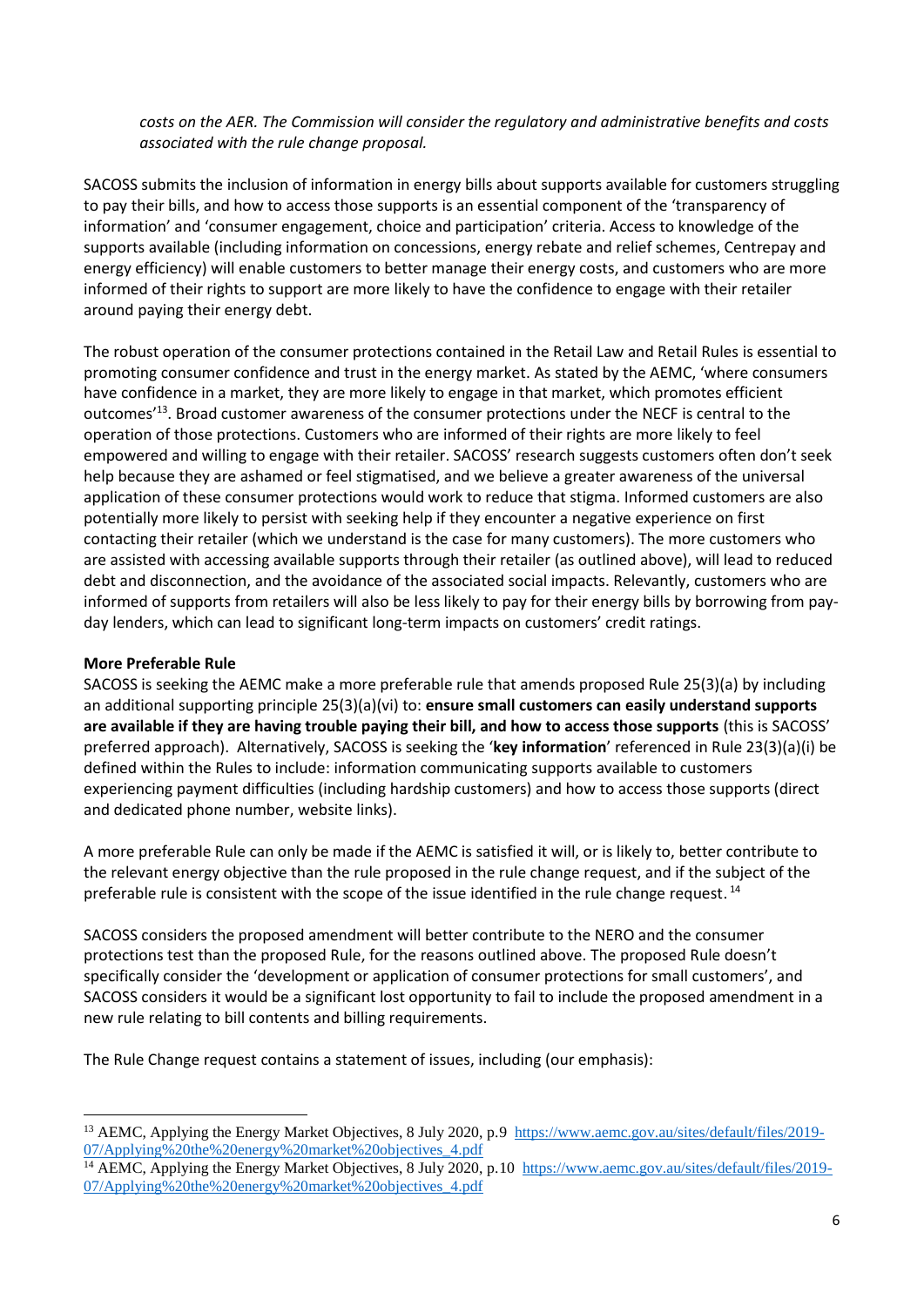*costs on the AER. The Commission will consider the regulatory and administrative benefits and costs associated with the rule change proposal.*

SACOSS submits the inclusion of information in energy bills about supports available for customers struggling to pay their bills, and how to access those supports is an essential component of the 'transparency of information' and 'consumer engagement, choice and participation' criteria. Access to knowledge of the supports available (including information on concessions, energy rebate and relief schemes, Centrepay and energy efficiency) will enable customers to better manage their energy costs, and customers who are more informed of their rights to support are more likely to have the confidence to engage with their retailer around paying their energy debt.

The robust operation of the consumer protections contained in the Retail Law and Retail Rules is essential to promoting consumer confidence and trust in the energy market. As stated by the AEMC, 'where consumers have confidence in a market, they are more likely to engage in that market, which promotes efficient outcomes'[13]. Broad customer awareness of the consumer protections under the NECF is central to the operation of those protections. Customers who are informed of their rights are more likely to feel empowered and willing to engage with their retailer. SACOSS' research suggests customers often don't seek help because they are ashamed or feel stigmatised, and we believe a greater awareness of the universal application of these consumer protections would work to reduce that stigma. Informed customers are also potentially more likely to persist with seeking help if they encounter a negative experience on first contacting their retailer (which we understand is the case for many customers). The more customers who are assisted with accessing available supports through their retailer (as outlined above), will lead to reduced debt and disconnection, and the avoidance of the associated social impacts. Relevantly, customers who are informed of supports from retailers will also be less likely to pay for their energy bills by borrowing from pay-day lenders, which can lead to significant long-term impacts on customers' credit ratings.

**More Preferable Rule**

SACOSS is seeking the AEMC make a more preferable rule that amends proposed Rule 25(3)(a) by including an additional supporting principle 25(3)(a)(vi) to: **ensure small customers can easily understand supports are available if they are having trouble paying their bill, and how to access those supports** (this is SACOSS' preferred approach). Alternatively, SACOSS is seeking the '**key information**' referenced in Rule 23(3)(a)(i) be defined within the Rules to include: information communicating supports available to customers experiencing payment difficulties (including hardship customers) and how to access those supports (direct and dedicated phone number, website links).

A more preferable Rule can only be made if the AEMC is satisfied it will, or is likely to, better contribute to the relevant energy objective than the rule proposed in the rule change request, and if the subject of the preferable rule is consistent with the scope of the issue identified in the rule change request. [14]

SACOSS considers the proposed amendment will better contribute to the NERO and the consumer protections test than the proposed Rule, for the reasons outlined above. The proposed Rule doesn't specifically consider the 'development or application of consumer protections for small customers', and SACOSS considers it would be a significant lost opportunity to fail to include the proposed amendment in a new rule relating to bill contents and billing requirements.

The Rule Change request contains a statement of issues, including (our emphasis):

---

[13] AEMC, Applying the Energy Market Objectives, 8 July 2020, p.9 https://www.aemc.gov.au/sites/default/files/2019-07/Applying%20the%20energy%20market%20objectives_4.pdf

[14] AEMC, Applying the Energy Market Objectives, 8 July 2020, p.10 https://www.aemc.gov.au/sites/default/files/2019-07/Applying%20the%20energy%20market%20objectives_4.pdf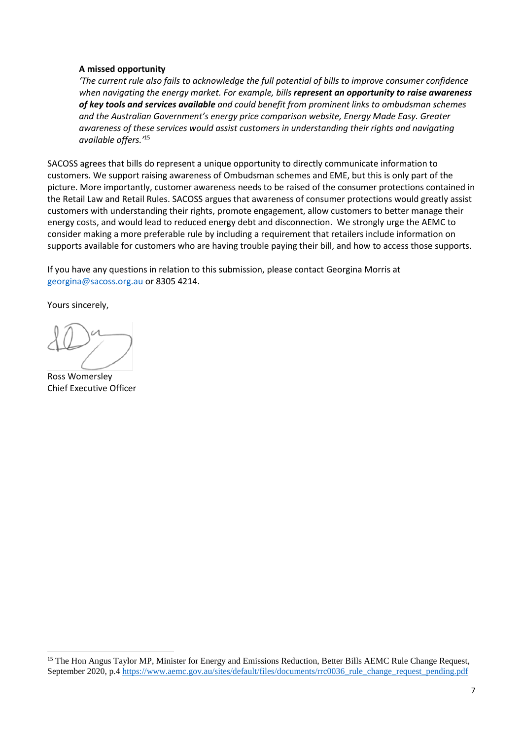**A missed opportunity**

*'The current rule also fails to acknowledge the full potential of bills to improve consumer confidence when navigating the energy market. For example, bills* ***represent an opportunity to raise awareness of key tools and services available*** *and could benefit from prominent links to ombudsman schemes and the Australian Government's energy price comparison website, Energy Made Easy. Greater awareness of these services would assist customers in understanding their rights and navigating available offers.'*[15]

SACOSS agrees that bills do represent a unique opportunity to directly communicate information to customers. We support raising awareness of Ombudsman schemes and EME, but this is only part of the picture. More importantly, customer awareness needs to be raised of the consumer protections contained in the Retail Law and Retail Rules. SACOSS argues that awareness of consumer protections would greatly assist customers with understanding their rights, promote engagement, allow customers to better manage their energy costs, and would lead to reduced energy debt and disconnection. We strongly urge the AEMC to consider making a more preferable rule by including a requirement that retailers include information on supports available for customers who are having trouble paying their bill, and how to access those supports.

If you have any questions in relation to this submission, please contact Georgina Morris at georgina@sacoss.org.au or 8305 4214.

Yours sincerely,

Ross Womersley
Chief Executive Officer

[15] The Hon Angus Taylor MP, Minister for Energy and Emissions Reduction, Better Bills AEMC Rule Change Request, September 2020, p.4 https://www.aemc.gov.au/sites/default/files/documents/rrc0036_rule_change_request_pending.pdf